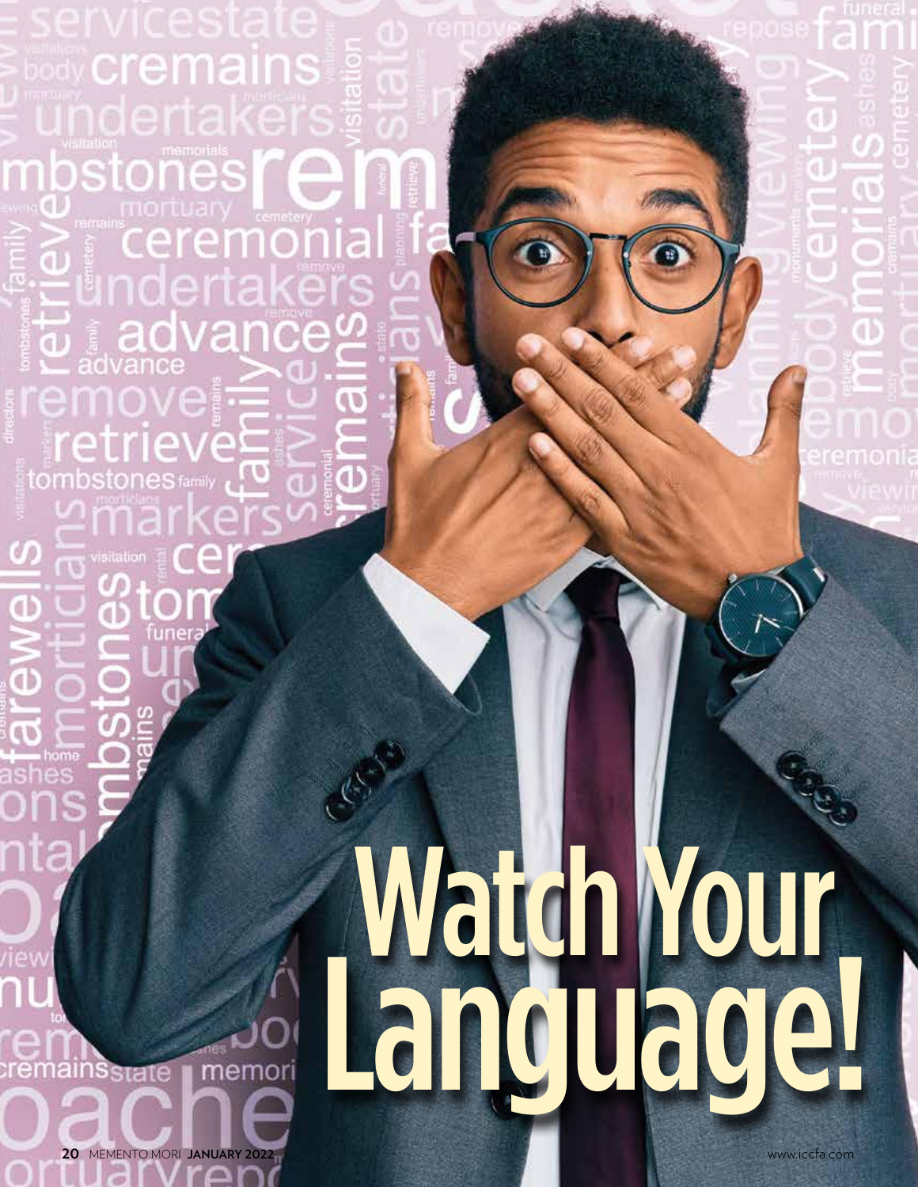# Watch Your Language!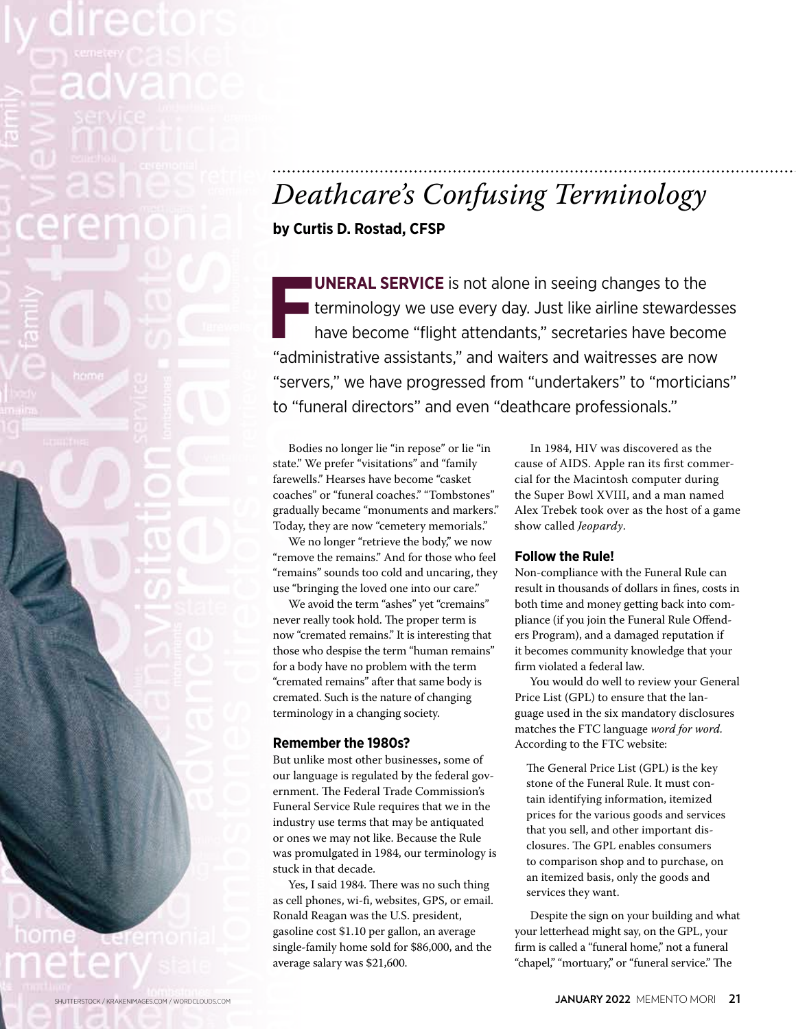# *Deathcare's Confusing Terminology*

**by Curtis D. Rostad, CFSP**

**FUNERAL SERVICE** is not alone in seeing changes to the terminology we use every day. Just like airline stewardesses have become "flight attendants," secretaries have become "administrative assistants," and waiters and waitresses are now "servers," we have progressed from "undertakers" to "morticians" to "funeral directors" and even "deathcare professionals."

Bodies no longer lie "in repose" or lie "in state." We prefer "visitations" and "family farewells." Hearses have become "casket coaches" or "funeral coaches." "Tombstones" gradually became "monuments and markers." Today, they are now "cemetery memorials."

We no longer "retrieve the body," we now "remove the remains." And for those who feel "remains" sounds too cold and uncaring, they use "bringing the loved one into our care."

We avoid the term "ashes" yet "cremains" never really took hold. The proper term is now "cremated remains." It is interesting that those who despise the term "human remains" for a body have no problem with the term "cremated remains" after that same body is cremated. Such is the nature of changing terminology in a changing society.

### Remember the 1980s?

But unlike most other businesses, some of our language is regulated by the federal government. The Federal Trade Commission's Funeral Service Rule requires that we in the industry use terms that may be antiquated or ones we may not like. Because the Rule was promulgated in 1984, our terminology is stuck in that decade.

Yes, I said 1984. There was no such thing as cell phones, wi-fi, websites, GPS, or email. Ronald Reagan was the U.S. president, gasoline cost $1.10 per gallon, an average single-family home sold for $86,000, and the average salary was $21,600.

In 1984, HIV was discovered as the cause of AIDS. Apple ran its first commercial for the Macintosh computer during the Super Bowl XVIII, and a man named Alex Trebek took over as the host of a game show called *Jeopardy*.

### Follow the Rule!

Non-compliance with the Funeral Rule can result in thousands of dollars in fines, costs in both time and money getting back into compliance (if you join the Funeral Rule Offenders Program), and a damaged reputation if it becomes community knowledge that your firm violated a federal law.

You would do well to review your General Price List (GPL) to ensure that the language used in the six mandatory disclosures matches the FTC language *word for word*. According to the FTC website:

> The General Price List (GPL) is the key stone of the Funeral Rule. It must contain identifying information, itemized prices for the various goods and services that you sell, and other important disclosures. The GPL enables consumers to comparison shop and to purchase, on an itemized basis, only the goods and services they want.

Despite the sign on your building and what your letterhead might say, on the GPL, your firm is called a "funeral home," not a funeral "chapel," "mortuary," or "funeral service." The

SHUTTERSTOCK / KRAKENIMAGES.COM / WORDCLOUDS.COM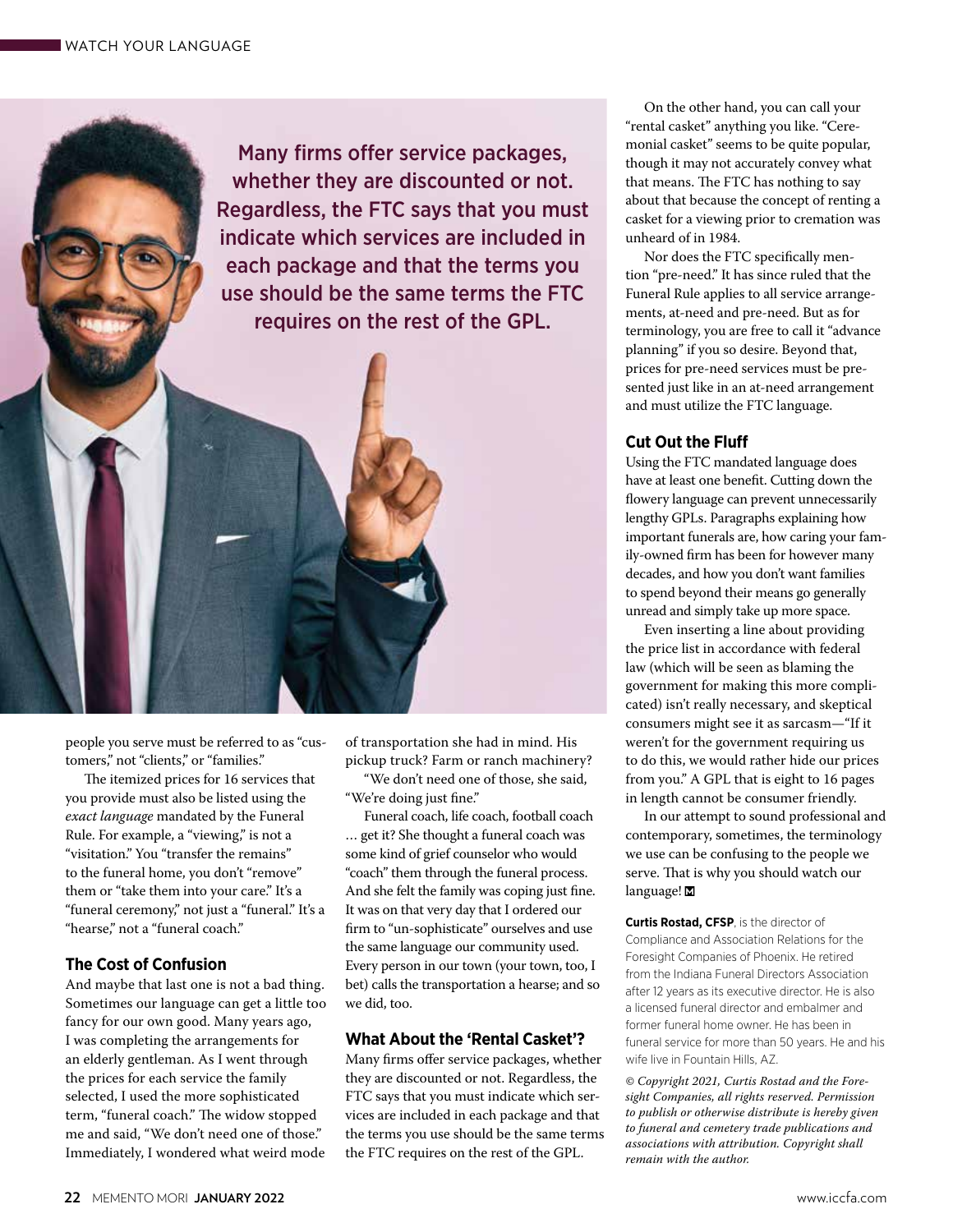Many firms offer service packages, whether they are discounted or not. Regardless, the FTC says that you must indicate which services are included in each package and that the terms you use should be the same terms the FTC requires on the rest of the GPL.

people you serve must be referred to as "customers," not "clients," or "families."

The itemized prices for 16 services that you provide must also be listed using the *exact language* mandated by the Funeral Rule. For example, a "viewing," is not a "visitation." You "transfer the remains" to the funeral home, you don't "remove" them or "take them into your care." It's a "funeral ceremony," not just a "funeral." It's a "hearse," not a "funeral coach."

### The Cost of Confusion

And maybe that last one is not a bad thing. Sometimes our language can get a little too fancy for our own good. Many years ago, I was completing the arrangements for an elderly gentleman. As I went through the prices for each service the family selected, I used the more sophisticated term, "funeral coach." The widow stopped me and said, "We don't need one of those." Immediately, I wondered what weird mode of transportation she had in mind. His pickup truck? Farm or ranch machinery?

"We don't need one of those, she said, "We're doing just fine."

Funeral coach, life coach, football coach … get it? She thought a funeral coach was some kind of grief counselor who would "coach" them through the funeral process. And she felt the family was coping just fine. It was on that very day that I ordered our firm to "un-sophisticate" ourselves and use the same language our community used. Every person in our town (your town, too, I bet) calls the transportation a hearse; and so we did, too.

### What About the 'Rental Casket'?

Many firms offer service packages, whether they are discounted or not. Regardless, the FTC says that you must indicate which services are included in each package and that the terms you use should be the same terms the FTC requires on the rest of the GPL.

On the other hand, you can call your "rental casket" anything you like. "Ceremonial casket" seems to be quite popular, though it may not accurately convey what that means. The FTC has nothing to say about that because the concept of renting a casket for a viewing prior to cremation was unheard of in 1984.

Nor does the FTC specifically mention "pre-need." It has since ruled that the Funeral Rule applies to all service arrangements, at-need and pre-need. But as for terminology, you are free to call it "advance planning" if you so desire. Beyond that, prices for pre-need services must be presented just like in an at-need arrangement and must utilize the FTC language.

### Cut Out the Fluff

Using the FTC mandated language does have at least one benefit. Cutting down the flowery language can prevent unnecessarily lengthy GPLs. Paragraphs explaining how important funerals are, how caring your family-owned firm has been for however many decades, and how you don't want families to spend beyond their means go generally unread and simply take up more space.

Even inserting a line about providing the price list in accordance with federal law (which will be seen as blaming the government for making this more complicated) isn't really necessary, and skeptical consumers might see it as sarcasm—"If it weren't for the government requiring us to do this, we would rather hide our prices from you." A GPL that is eight to 16 pages in length cannot be consumer friendly.

In our attempt to sound professional and contemporary, sometimes, the terminology we use can be confusing to the people we serve. That is why you should watch our language!

**Curtis Rostad, CFSP**, is the director of Compliance and Association Relations for the Foresight Companies of Phoenix. He retired from the Indiana Funeral Directors Association after 12 years as its executive director. He is also a licensed funeral director and embalmer and former funeral home owner. He has been in funeral service for more than 50 years. He and his wife live in Fountain Hills, AZ.

*© Copyright 2021, Curtis Rostad and the Foresight Companies, all rights reserved. Permission to publish or otherwise distribute is hereby given to funeral and cemetery trade publications and associations with attribution. Copyright shall remain with the author.*